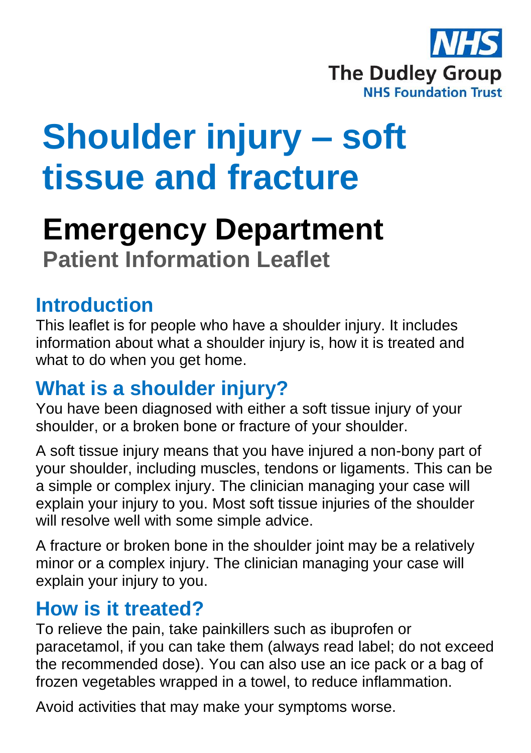NHS
The Dudley Group
NHS Foundation Trust

# Shoulder injury – soft tissue and fracture

# Emergency Department

**Patient Information Leaflet**

## Introduction

This leaflet is for people who have a shoulder injury. It includes information about what a shoulder injury is, how it is treated and what to do when you get home.

## What is a shoulder injury?

You have been diagnosed with either a soft tissue injury of your shoulder, or a broken bone or fracture of your shoulder.

A soft tissue injury means that you have injured a non-bony part of your shoulder, including muscles, tendons or ligaments. This can be a simple or complex injury. The clinician managing your case will explain your injury to you. Most soft tissue injuries of the shoulder will resolve well with some simple advice.

A fracture or broken bone in the shoulder joint may be a relatively minor or a complex injury. The clinician managing your case will explain your injury to you.

## How is it treated?

To relieve the pain, take painkillers such as ibuprofen or paracetamol, if you can take them (always read label; do not exceed the recommended dose). You can also use an ice pack or a bag of frozen vegetables wrapped in a towel, to reduce inflammation.

Avoid activities that may make your symptoms worse.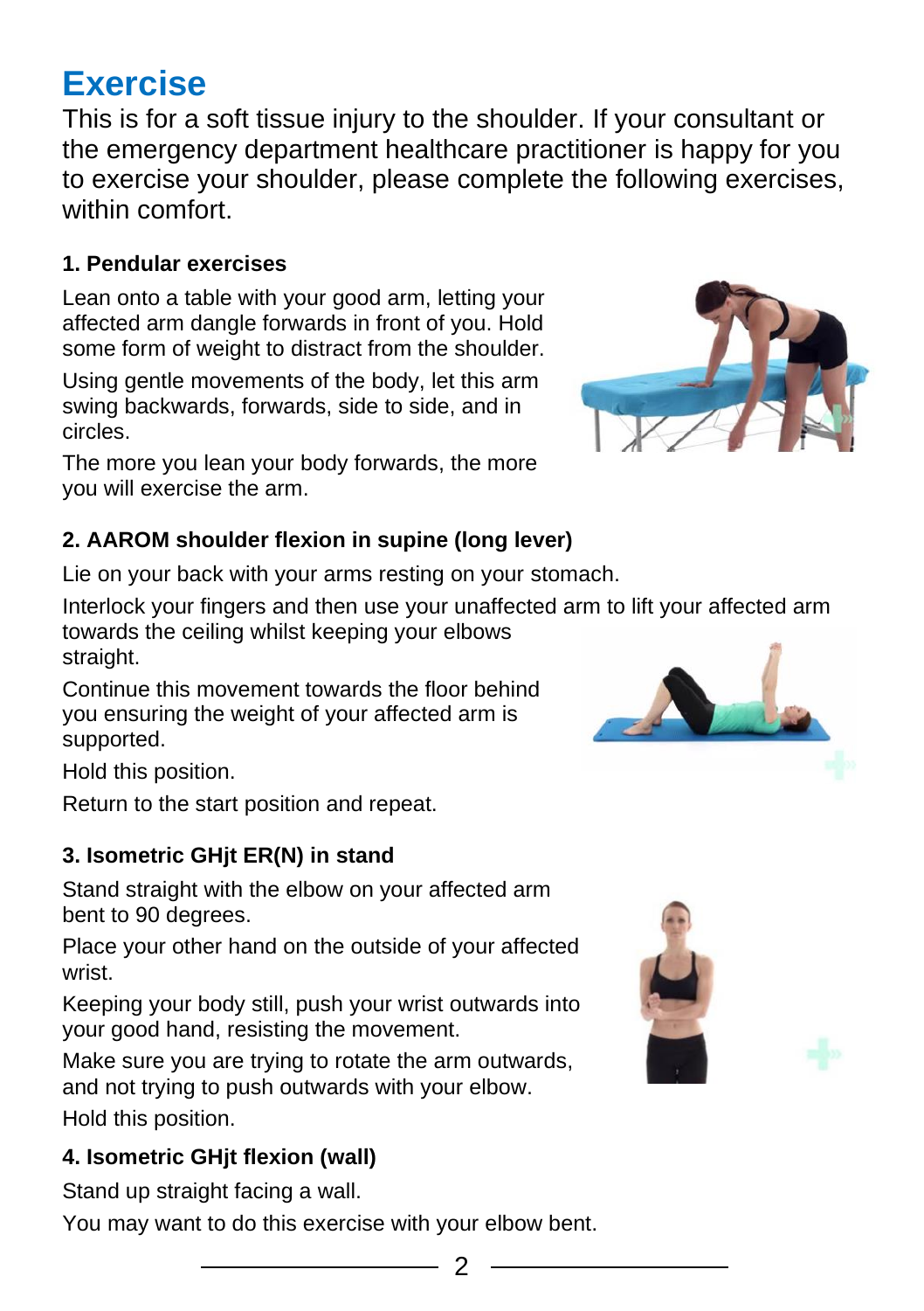# Exercise

This is for a soft tissue injury to the shoulder. If your consultant or the emergency department healthcare practitioner is happy for you to exercise your shoulder, please complete the following exercises, within comfort.

### 1. Pendular exercises

Lean onto a table with your good arm, letting your affected arm dangle forwards in front of you. Hold some form of weight to distract from the shoulder.

Using gentle movements of the body, let this arm swing backwards, forwards, side to side, and in circles.

The more you lean your body forwards, the more you will exercise the arm.

### 2. AAROM shoulder flexion in supine (long lever)

Lie on your back with your arms resting on your stomach.

Interlock your fingers and then use your unaffected arm to lift your affected arm towards the ceiling whilst keeping your elbows straight.

Continue this movement towards the floor behind you ensuring the weight of your affected arm is supported.

Hold this position.

Return to the start position and repeat.

### 3. Isometric GHjt ER(N) in stand

Stand straight with the elbow on your affected arm bent to 90 degrees.

Place your other hand on the outside of your affected wrist.

Keeping your body still, push your wrist outwards into your good hand, resisting the movement.

Make sure you are trying to rotate the arm outwards, and not trying to push outwards with your elbow.

Hold this position.

### 4. Isometric GHjt flexion (wall)

Stand up straight facing a wall.

You may want to do this exercise with your elbow bent.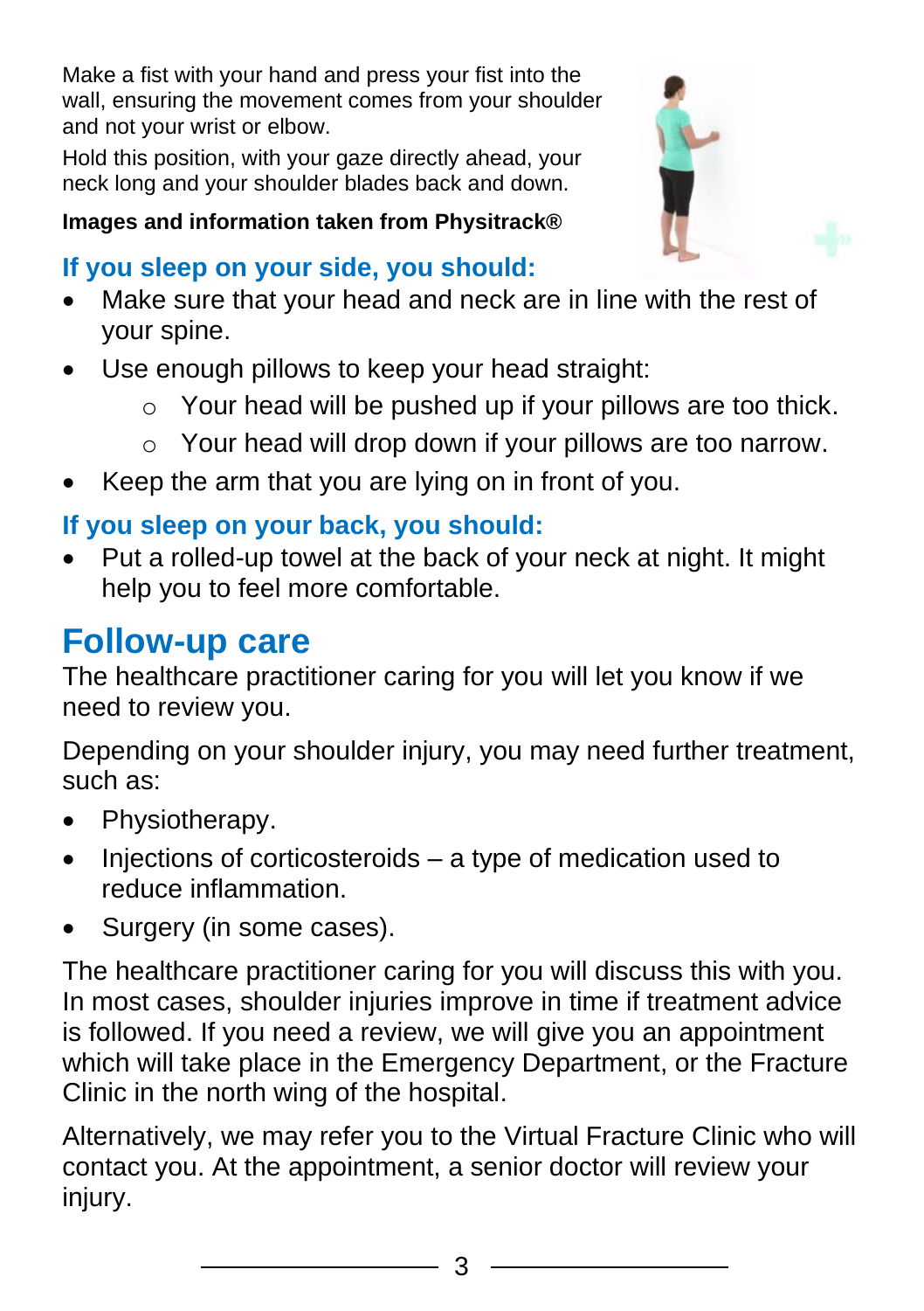Make a fist with your hand and press your fist into the wall, ensuring the movement comes from your shoulder and not your wrist or elbow.

Hold this position, with your gaze directly ahead, your neck long and your shoulder blades back and down.

**Images and information taken from Physitrack®**

### If you sleep on your side, you should:

- Make sure that your head and neck are in line with the rest of your spine.
- Use enough pillows to keep your head straight:
    - Your head will be pushed up if your pillows are too thick.
    - Your head will drop down if your pillows are too narrow.
- Keep the arm that you are lying on in front of you.

### If you sleep on your back, you should:

- Put a rolled-up towel at the back of your neck at night. It might help you to feel more comfortable.

## Follow-up care

The healthcare practitioner caring for you will let you know if we need to review you.

Depending on your shoulder injury, you may need further treatment, such as:

- Physiotherapy.
- Injections of corticosteroids – a type of medication used to reduce inflammation.
- Surgery (in some cases).

The healthcare practitioner caring for you will discuss this with you. In most cases, shoulder injuries improve in time if treatment advice is followed. If you need a review, we will give you an appointment which will take place in the Emergency Department, or the Fracture Clinic in the north wing of the hospital.

Alternatively, we may refer you to the Virtual Fracture Clinic who will contact you. At the appointment, a senior doctor will review your injury.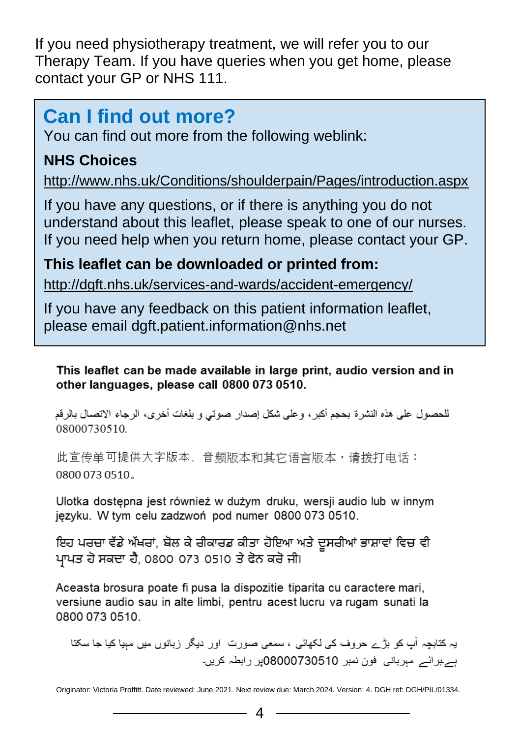If you need physiotherapy treatment, we will refer you to our Therapy Team. If you have queries when you get home, please contact your GP or NHS 111.

## Can I find out more?

You can find out more from the following weblink:

**NHS Choices**

http://www.nhs.uk/Conditions/shoulderpain/Pages/introduction.aspx

If you have any questions, or if there is anything you do not understand about this leaflet, please speak to one of our nurses. If you need help when you return home, please contact your GP.

**This leaflet can be downloaded or printed from:**

http://dgft.nhs.uk/services-and-wards/accident-emergency/

If you have any feedback on this patient information leaflet, please email dgft.patient.information@nhs.net

**This leaflet can be made available in large print, audio version and in other languages, please call 0800 073 0510.**

للحصول على هذه النشرة بحجم أكبر، وعلى شكل إصدار صوتي و بلغات أخرى، الرجاء الاتصال بالرقم 08000730510.

此宣传单可提供大字版本、音频版本和其它语言版本，请拨打电话：0800 073 0510。

Ulotka dostępna jest również w dużym druku, wersji audio lub w innym języku. W tym celu zadzwoń pod numer 0800 073 0510.

ਇਹ ਪਰਚਾ ਵੱਡੇ ਅੱਖਰਾਂ, ਬੋਲ ਕੇ ਰੀਕਾਰਡ ਕੀਤਾ ਹੋਇਆ ਅਤੇ ਦੂਸਰੀਆਂ ਭਾਸ਼ਾਵਾਂ ਵਿਚ ਵੀ ਪ੍ਰਾਪਤ ਹੋ ਸਕਦਾ ਹੈ, 0800 073 0510 ਤੇ ਫੋਨ ਕਰੋ ਜੀ।

Aceasta brosura poate fi pusa la dispozitie tiparita cu caractere mari, versiune audio sau in alte limbi, pentru acest lucru va rugam sunati la 0800 073 0510.

یہ کتابچہ آپ کو بڑے حروف کی لکھائی ، سمعی صورت اور دیگر زبانوں میں مہیا کیا جا سکتا ہے۔برائے مہربانی فون نمبر 08000730510پر رابطہ کریں۔

Originator: Victoria Proffitt. Date reviewed: June 2021. Next review due: March 2024. Version: 4. DGH ref: DGH/PIL/01334.